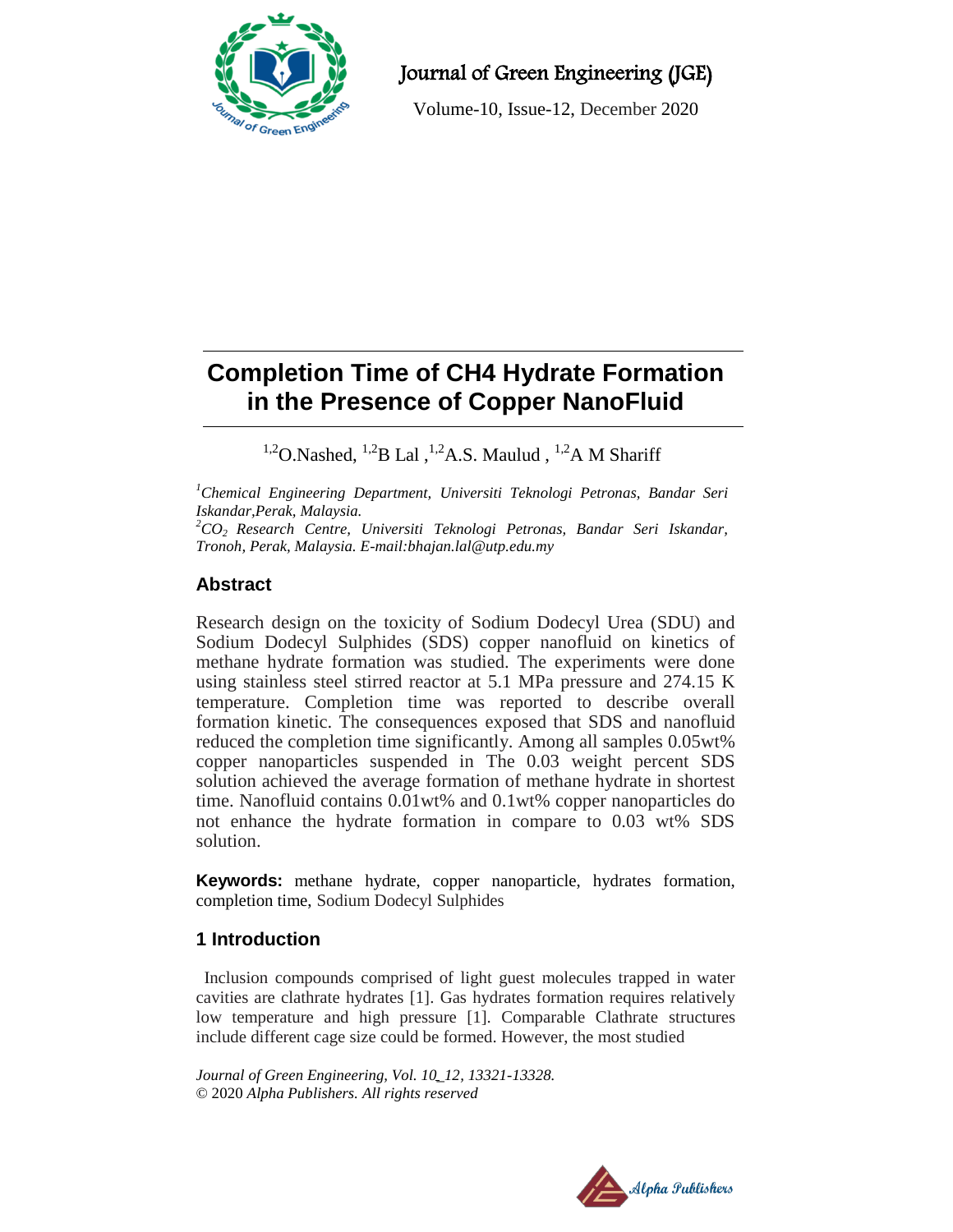# Completion Time of CH4 Hydrate Formation in the Presence of Copper NanoFluid

[1,2]O.Nashed, [1,2]B Lal ,[1,2]A.S. Maulud , [1,2]A M Shariff

[1]*Chemical Engineering Department, Universiti Teknologi Petronas, Bandar Seri Iskandar,Perak, Malaysia.*
[2]*$CO_2$ Research Centre, Universiti Teknologi Petronas, Bandar Seri Iskandar, Tronoh, Perak, Malaysia. E-mail:bhajan.lal@utp.edu.my*

## Abstract

Research design on the toxicity of Sodium Dodecyl Urea (SDU) and Sodium Dodecyl Sulphides (SDS) copper nanofluid on kinetics of methane hydrate formation was studied. The experiments were done using stainless steel stirred reactor at 5.1 MPa pressure and 274.15 K temperature. Completion time was reported to describe overall formation kinetic. The consequences exposed that SDS and nanofluid reduced the completion time significantly. Among all samples 0.05wt% copper nanoparticles suspended in The 0.03 weight percent SDS solution achieved the average formation of methane hydrate in shortest time. Nanofluid contains 0.01wt% and 0.1wt% copper nanoparticles do not enhance the hydrate formation in compare to 0.03 wt% SDS solution.

**Keywords:** methane hydrate, copper nanoparticle, hydrates formation, completion time, Sodium Dodecyl Sulphides

## 1 Introduction

Inclusion compounds comprised of light guest molecules trapped in water cavities are clathrate hydrates [1]. Gas hydrates formation requires relatively low temperature and high pressure [1]. Comparable Clathrate structures include different cage size could be formed. However, the most studied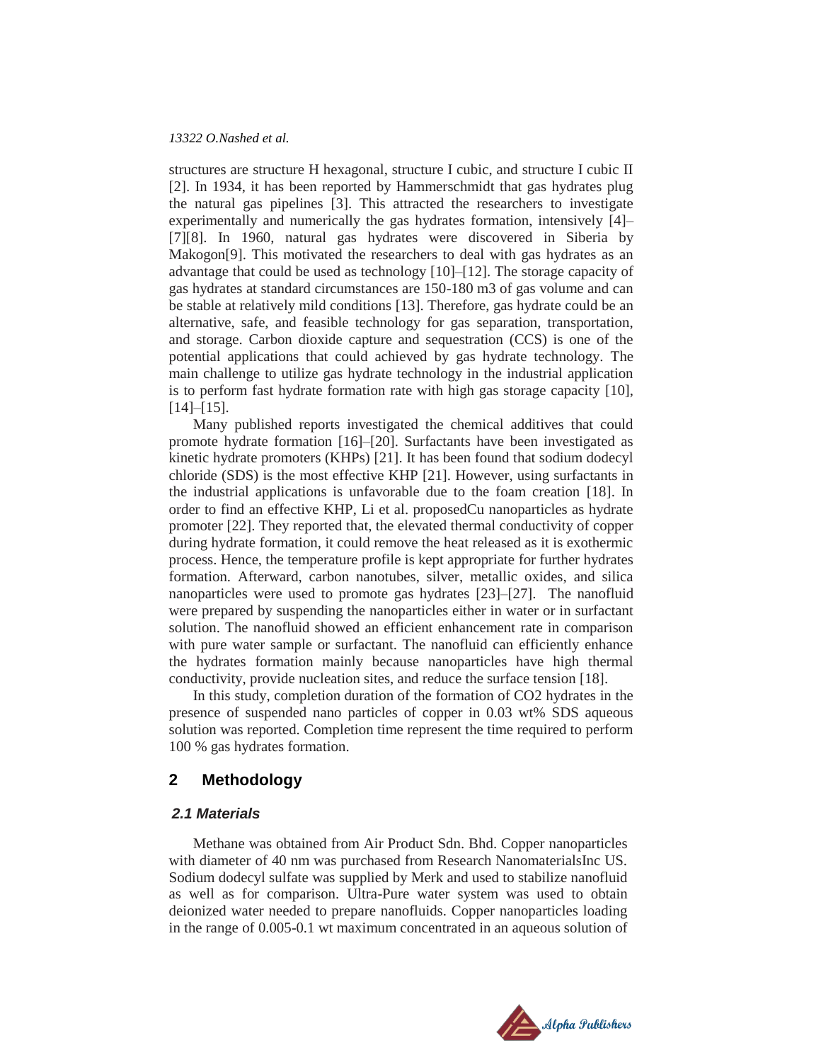structures are structure H hexagonal, structure I cubic, and structure I cubic II [2]. In 1934, it has been reported by Hammerschmidt that gas hydrates plug the natural gas pipelines [3]. This attracted the researchers to investigate experimentally and numerically the gas hydrates formation, intensively [4]–[7][8]. In 1960, natural gas hydrates were discovered in Siberia by Makogon[9]. This motivated the researchers to deal with gas hydrates as an advantage that could be used as technology [10]–[12]. The storage capacity of gas hydrates at standard circumstances are 150-180 m3 of gas volume and can be stable at relatively mild conditions [13]. Therefore, gas hydrate could be an alternative, safe, and feasible technology for gas separation, transportation, and storage. Carbon dioxide capture and sequestration (CCS) is one of the potential applications that could achieved by gas hydrate technology. The main challenge to utilize gas hydrate technology in the industrial application is to perform fast hydrate formation rate with high gas storage capacity [10], [14]–[15].

Many published reports investigated the chemical additives that could promote hydrate formation [16]–[20]. Surfactants have been investigated as kinetic hydrate promoters (KHPs) [21]. It has been found that sodium dodecyl chloride (SDS) is the most effective KHP [21]. However, using surfactants in the industrial applications is unfavorable due to the foam creation [18]. In order to find an effective KHP, Li et al. proposedCu nanoparticles as hydrate promoter [22]. They reported that, the elevated thermal conductivity of copper during hydrate formation, it could remove the heat released as it is exothermic process. Hence, the temperature profile is kept appropriate for further hydrates formation. Afterward, carbon nanotubes, silver, metallic oxides, and silica nanoparticles were used to promote gas hydrates [23]–[27]. The nanofluid were prepared by suspending the nanoparticles either in water or in surfactant solution. The nanofluid showed an efficient enhancement rate in comparison with pure water sample or surfactant. The nanofluid can efficiently enhance the hydrates formation mainly because nanoparticles have high thermal conductivity, provide nucleation sites, and reduce the surface tension [18].

In this study, completion duration of the formation of $CO_2$ hydrates in the presence of suspended nano particles of copper in 0.03 wt% SDS aqueous solution was reported. Completion time represent the time required to perform 100 % gas hydrates formation.

## 2 Methodology

### 2.1 Materials

Methane was obtained from Air Product Sdn. Bhd. Copper nanoparticles with diameter of 40 nm was purchased from Research NanomaterialsInc US. Sodium dodecyl sulfate was supplied by Merk and used to stabilize nanofluid as well as for comparison. Ultra-Pure water system was used to obtain deionized water needed to prepare nanofluids. Copper nanoparticles loading in the range of 0.005-0.1 wt maximum concentrated in an aqueous solution of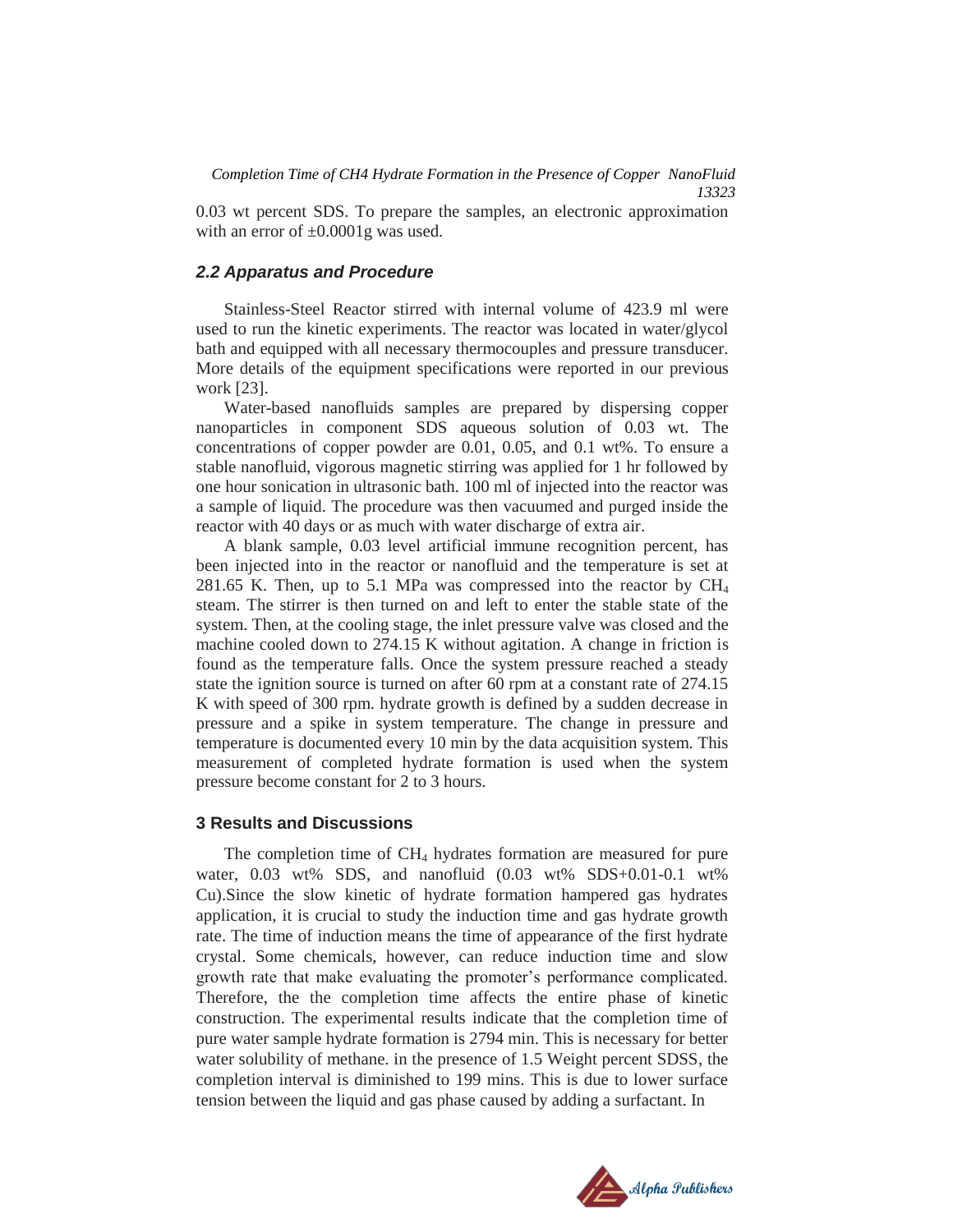0.03 wt percent SDS. To prepare the samples, an electronic approximation with an error of ±0.0001g was used.

### *2.2 Apparatus and Procedure*

Stainless-Steel Reactor stirred with internal volume of 423.9 ml were used to run the kinetic experiments. The reactor was located in water/glycol bath and equipped with all necessary thermocouples and pressure transducer. More details of the equipment specifications were reported in our previous work [23].

Water-based nanofluids samples are prepared by dispersing copper nanoparticles in component SDS aqueous solution of 0.03 wt. The concentrations of copper powder are 0.01, 0.05, and 0.1 wt%. To ensure a stable nanofluid, vigorous magnetic stirring was applied for 1 hr followed by one hour sonication in ultrasonic bath. 100 ml of injected into the reactor was a sample of liquid. The procedure was then vacuumed and purged inside the reactor with 40 days or as much with water discharge of extra air.

A blank sample, 0.03 level artificial immune recognition percent, has been injected into in the reactor or nanofluid and the temperature is set at 281.65 K. Then, up to 5.1 MPa was compressed into the reactor by $CH_4$ steam. The stirrer is then turned on and left to enter the stable state of the system. Then, at the cooling stage, the inlet pressure valve was closed and the machine cooled down to 274.15 K without agitation. A change in friction is found as the temperature falls. Once the system pressure reached a steady state the ignition source is turned on after 60 rpm at a constant rate of 274.15 K with speed of 300 rpm. hydrate growth is defined by a sudden decrease in pressure and a spike in system temperature. The change in pressure and temperature is documented every 10 min by the data acquisition system. This measurement of completed hydrate formation is used when the system pressure become constant for 2 to 3 hours.

## 3 Results and Discussions

The completion time of $CH_4$ hydrates formation are measured for pure water, 0.03 wt% SDS, and nanofluid (0.03 wt% SDS+0.01-0.1 wt% Cu).Since the slow kinetic of hydrate formation hampered gas hydrates application, it is crucial to study the induction time and gas hydrate growth rate. The time of induction means the time of appearance of the first hydrate crystal. Some chemicals, however, can reduce induction time and slow growth rate that make evaluating the promoter's performance complicated. Therefore, the the completion time affects the entire phase of kinetic construction. The experimental results indicate that the completion time of pure water sample hydrate formation is 2794 min. This is necessary for better water solubility of methane. in the presence of 1.5 Weight percent SDSS, the completion interval is diminished to 199 mins. This is due to lower surface tension between the liquid and gas phase caused by adding a surfactant. In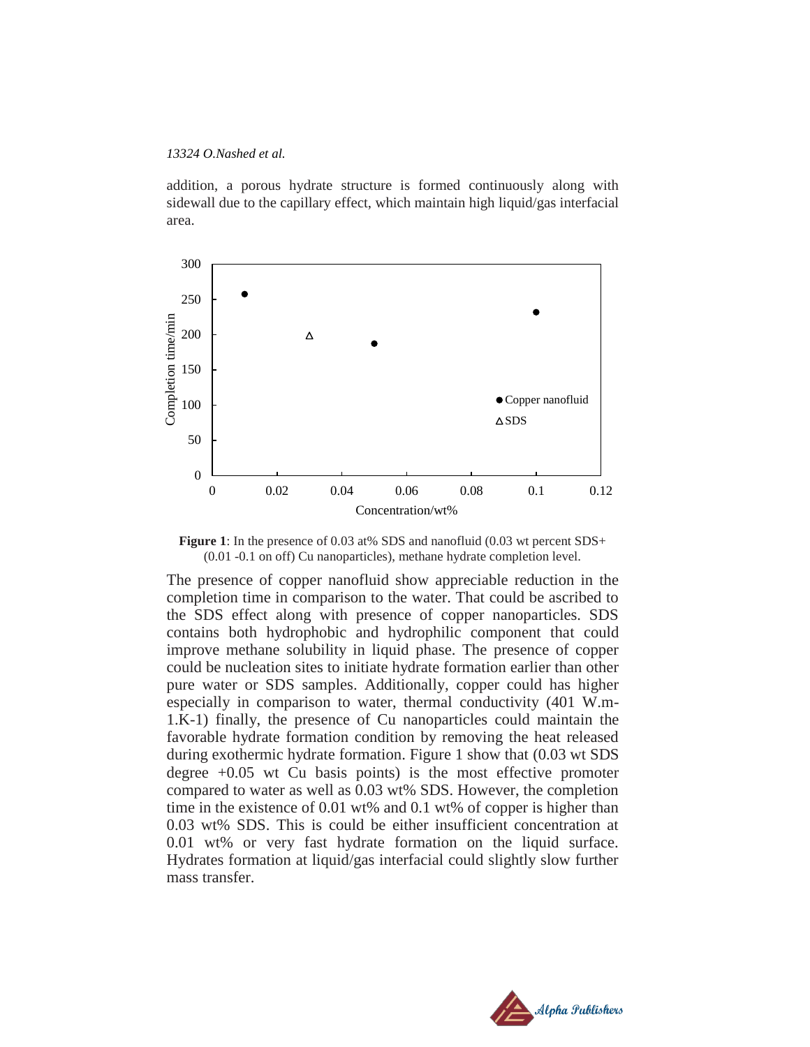addition, a porous hydrate structure is formed continuously along with sidewall due to the capillary effect, which maintain high liquid/gas interfacial area.

**Figure 1**: In the presence of 0.03 at% SDS and nanofluid (0.03 wt percent SDS+ (0.01 -0.1 on off) Cu nanoparticles), methane hydrate completion level.

The presence of copper nanofluid show appreciable reduction in the completion time in comparison to the water. That could be ascribed to the SDS effect along with presence of copper nanoparticles. SDS contains both hydrophobic and hydrophilic component that could improve methane solubility in liquid phase. The presence of copper could be nucleation sites to initiate hydrate formation earlier than other pure water or SDS samples. Additionally, copper could has higher especially in comparison to water, thermal conductivity (401 W.m-1.K-1) finally, the presence of Cu nanoparticles could maintain the favorable hydrate formation condition by removing the heat released during exothermic hydrate formation. Figure 1 show that (0.03 wt SDS degree +0.05 wt Cu basis points) is the most effective promoter compared to water as well as 0.03 wt% SDS. However, the completion time in the existence of 0.01 wt% and 0.1 wt% of copper is higher than 0.03 wt% SDS. This is could be either insufficient concentration at 0.01 wt% or very fast hydrate formation on the liquid surface. Hydrates formation at liquid/gas interfacial could slightly slow further mass transfer.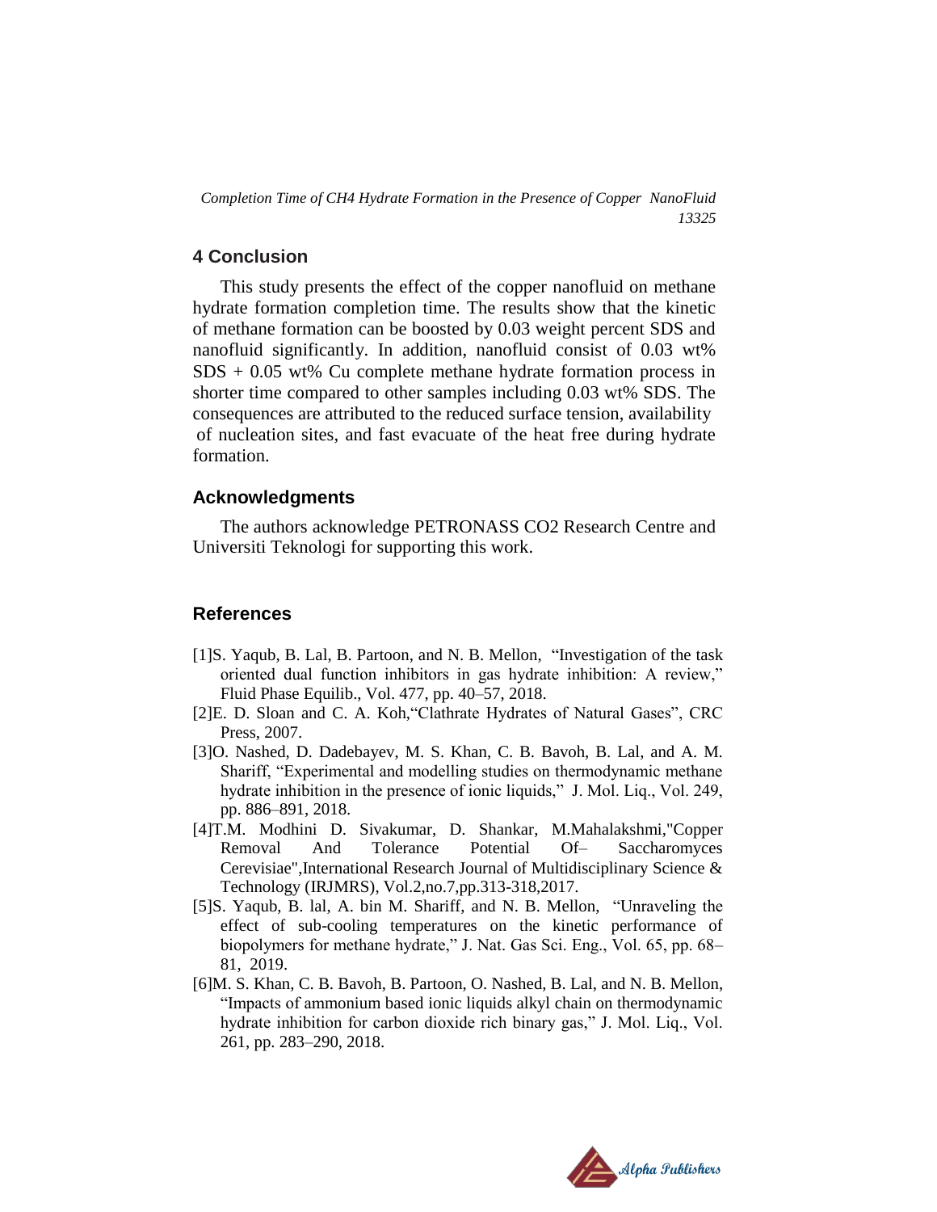## 4 Conclusion

This study presents the effect of the copper nanofluid on methane hydrate formation completion time. The results show that the kinetic of methane formation can be boosted by 0.03 weight percent SDS and nanofluid significantly. In addition, nanofluid consist of 0.03 wt% SDS + 0.05 wt% Cu complete methane hydrate formation process in shorter time compared to other samples including 0.03 wt% SDS. The consequences are attributed to the reduced surface tension, availability of nucleation sites, and fast evacuate of the heat free during hydrate formation.

## Acknowledgments

The authors acknowledge PETRONASS CO2 Research Centre and Universiti Teknologi for supporting this work.

## References

[1]S. Yaqub, B. Lal, B. Partoon, and N. B. Mellon, "Investigation of the task oriented dual function inhibitors in gas hydrate inhibition: A review," Fluid Phase Equilib., Vol. 477, pp. 40–57, 2018.

[2]E. D. Sloan and C. A. Koh,"Clathrate Hydrates of Natural Gases", CRC Press, 2007.

[3]O. Nashed, D. Dadebayev, M. S. Khan, C. B. Bavoh, B. Lal, and A. M. Shariff, "Experimental and modelling studies on thermodynamic methane hydrate inhibition in the presence of ionic liquids," J. Mol. Liq., Vol. 249, pp. 886–891, 2018.

[4]T.M. Modhini D. Sivakumar, D. Shankar, M.Mahalakshmi,"Copper Removal And Tolerance Potential Of– Saccharomyces Cerevisiae",International Research Journal of Multidisciplinary Science & Technology (IRJMRS), Vol.2,no.7,pp.313-318,2017.

[5]S. Yaqub, B. lal, A. bin M. Shariff, and N. B. Mellon, "Unraveling the effect of sub-cooling temperatures on the kinetic performance of biopolymers for methane hydrate," J. Nat. Gas Sci. Eng., Vol. 65, pp. 68–81, 2019.

[6]M. S. Khan, C. B. Bavoh, B. Partoon, O. Nashed, B. Lal, and N. B. Mellon, "Impacts of ammonium based ionic liquids alkyl chain on thermodynamic hydrate inhibition for carbon dioxide rich binary gas," J. Mol. Liq., Vol. 261, pp. 283–290, 2018.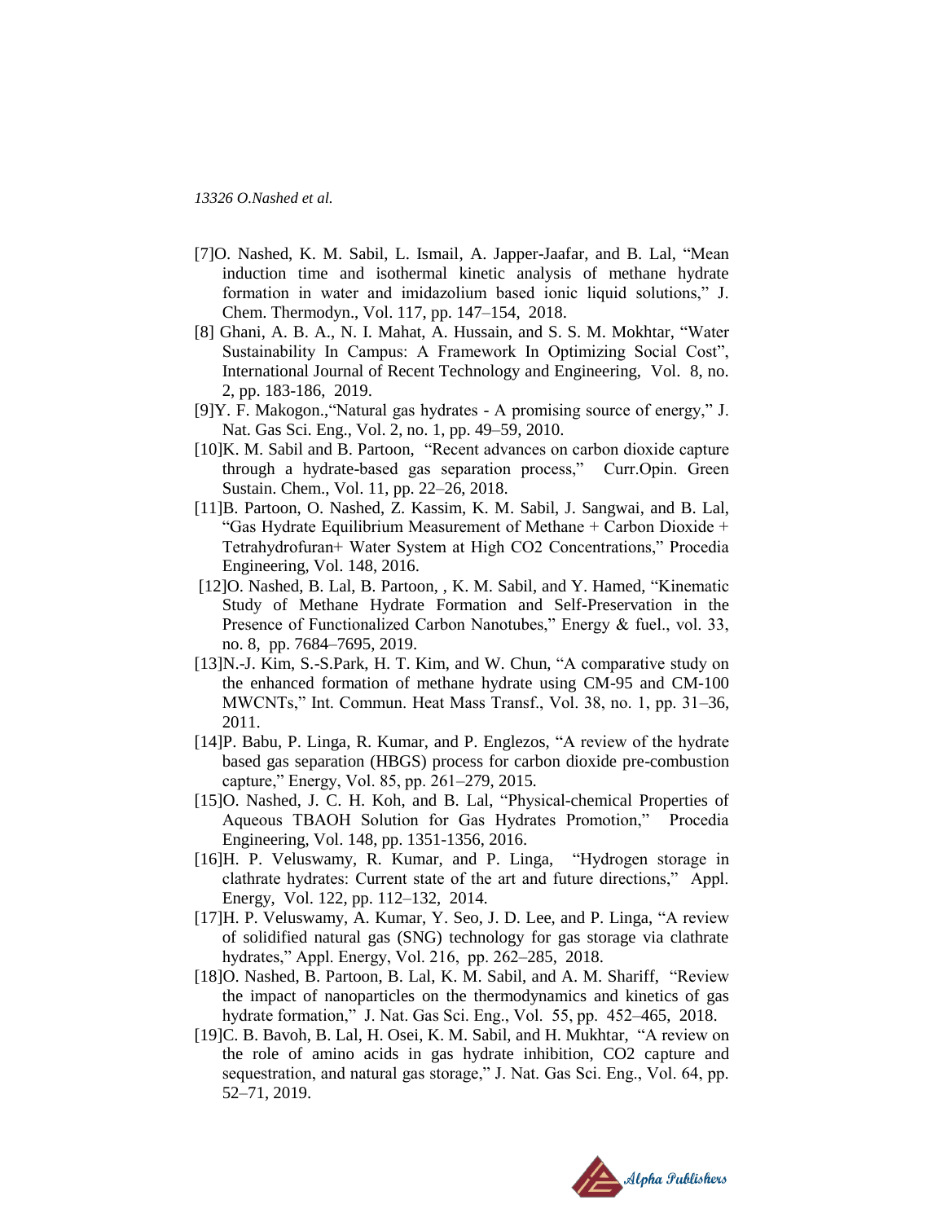[7]O. Nashed, K. M. Sabil, L. Ismail, A. Japper-Jaafar, and B. Lal, "Mean induction time and isothermal kinetic analysis of methane hydrate formation in water and imidazolium based ionic liquid solutions," J. Chem. Thermodyn., Vol. 117, pp. 147–154, 2018.

[8] Ghani, A. B. A., N. I. Mahat, A. Hussain, and S. S. M. Mokhtar, "Water Sustainability In Campus: A Framework In Optimizing Social Cost", International Journal of Recent Technology and Engineering, Vol. 8, no. 2, pp. 183-186, 2019.

[9]Y. F. Makogon.,"Natural gas hydrates - A promising source of energy," J. Nat. Gas Sci. Eng., Vol. 2, no. 1, pp. 49–59, 2010.

[10]K. M. Sabil and B. Partoon, "Recent advances on carbon dioxide capture through a hydrate-based gas separation process," Curr.Opin. Green Sustain. Chem., Vol. 11, pp. 22–26, 2018.

[11]B. Partoon, O. Nashed, Z. Kassim, K. M. Sabil, J. Sangwai, and B. Lal, "Gas Hydrate Equilibrium Measurement of Methane + Carbon Dioxide + Tetrahydrofuran+ Water System at High CO2 Concentrations," Procedia Engineering, Vol. 148, 2016.

[12]O. Nashed, B. Lal, B. Partoon, , K. M. Sabil, and Y. Hamed, "Kinematic Study of Methane Hydrate Formation and Self-Preservation in the Presence of Functionalized Carbon Nanotubes," Energy & fuel., vol. 33, no. 8, pp. 7684–7695, 2019.

[13]N.-J. Kim, S.-S.Park, H. T. Kim, and W. Chun, "A comparative study on the enhanced formation of methane hydrate using CM-95 and CM-100 MWCNTs," Int. Commun. Heat Mass Transf., Vol. 38, no. 1, pp. 31–36, 2011.

[14]P. Babu, P. Linga, R. Kumar, and P. Englezos, "A review of the hydrate based gas separation (HBGS) process for carbon dioxide pre-combustion capture," Energy, Vol. 85, pp. 261–279, 2015.

[15]O. Nashed, J. C. H. Koh, and B. Lal, "Physical-chemical Properties of Aqueous TBAOH Solution for Gas Hydrates Promotion," Procedia Engineering, Vol. 148, pp. 1351-1356, 2016.

[16]H. P. Veluswamy, R. Kumar, and P. Linga, "Hydrogen storage in clathrate hydrates: Current state of the art and future directions," Appl. Energy, Vol. 122, pp. 112–132, 2014.

[17]H. P. Veluswamy, A. Kumar, Y. Seo, J. D. Lee, and P. Linga, "A review of solidified natural gas (SNG) technology for gas storage via clathrate hydrates," Appl. Energy, Vol. 216, pp. 262–285, 2018.

[18]O. Nashed, B. Partoon, B. Lal, K. M. Sabil, and A. M. Shariff, "Review the impact of nanoparticles on the thermodynamics and kinetics of gas hydrate formation," J. Nat. Gas Sci. Eng., Vol. 55, pp. 452–465, 2018.

[19]C. B. Bavoh, B. Lal, H. Osei, K. M. Sabil, and H. Mukhtar, "A review on the role of amino acids in gas hydrate inhibition, CO2 capture and sequestration, and natural gas storage," J. Nat. Gas Sci. Eng., Vol. 64, pp. 52–71, 2019.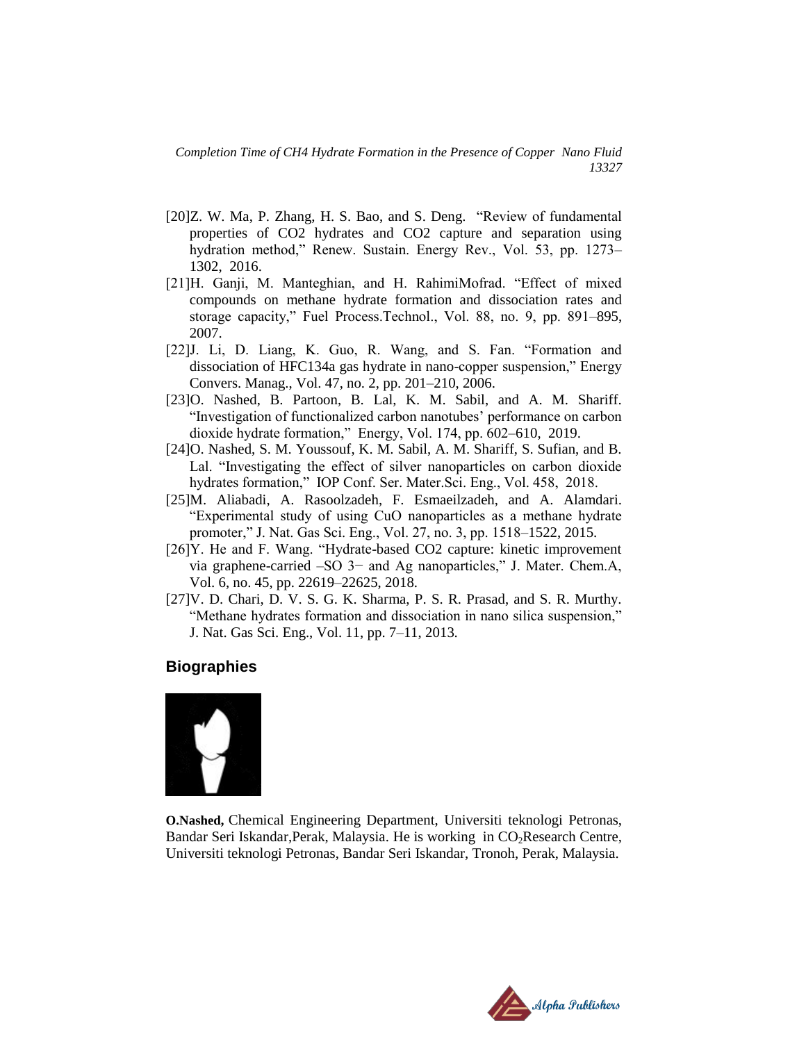[20]Z. W. Ma, P. Zhang, H. S. Bao, and S. Deng. "Review of fundamental properties of CO2 hydrates and CO2 capture and separation using hydration method," Renew. Sustain. Energy Rev., Vol. 53, pp. 1273–1302, 2016.

[21]H. Ganji, M. Manteghian, and H. RahimiMofrad. "Effect of mixed compounds on methane hydrate formation and dissociation rates and storage capacity," Fuel Process.Technol., Vol. 88, no. 9, pp. 891–895, 2007.

[22]J. Li, D. Liang, K. Guo, R. Wang, and S. Fan. "Formation and dissociation of HFC134a gas hydrate in nano-copper suspension," Energy Convers. Manag., Vol. 47, no. 2, pp. 201–210, 2006.

[23]O. Nashed, B. Partoon, B. Lal, K. M. Sabil, and A. M. Shariff. "Investigation of functionalized carbon nanotubes' performance on carbon dioxide hydrate formation," Energy, Vol. 174, pp. 602–610, 2019.

[24]O. Nashed, S. M. Youssouf, K. M. Sabil, A. M. Shariff, S. Sufian, and B. Lal. "Investigating the effect of silver nanoparticles on carbon dioxide hydrates formation," IOP Conf. Ser. Mater.Sci. Eng., Vol. 458, 2018.

[25]M. Aliabadi, A. Rasoolzadeh, F. Esmaeilzadeh, and A. Alamdari. "Experimental study of using CuO nanoparticles as a methane hydrate promoter," J. Nat. Gas Sci. Eng., Vol. 27, no. 3, pp. 1518–1522, 2015.

[26]Y. He and F. Wang. "Hydrate-based CO2 capture: kinetic improvement via graphene-carried –SO 3− and Ag nanoparticles," J. Mater. Chem.A, Vol. 6, no. 45, pp. 22619–22625, 2018.

[27]V. D. Chari, D. V. S. G. K. Sharma, P. S. R. Prasad, and S. R. Murthy. "Methane hydrates formation and dissociation in nano silica suspension," J. Nat. Gas Sci. Eng., Vol. 11, pp. 7–11, 2013.

## Biographies

**O.Nashed,** Chemical Engineering Department, Universiti teknologi Petronas, Bandar Seri Iskandar,Perak, Malaysia. He is working in $CO_2$Research Centre, Universiti teknologi Petronas, Bandar Seri Iskandar, Tronoh, Perak, Malaysia.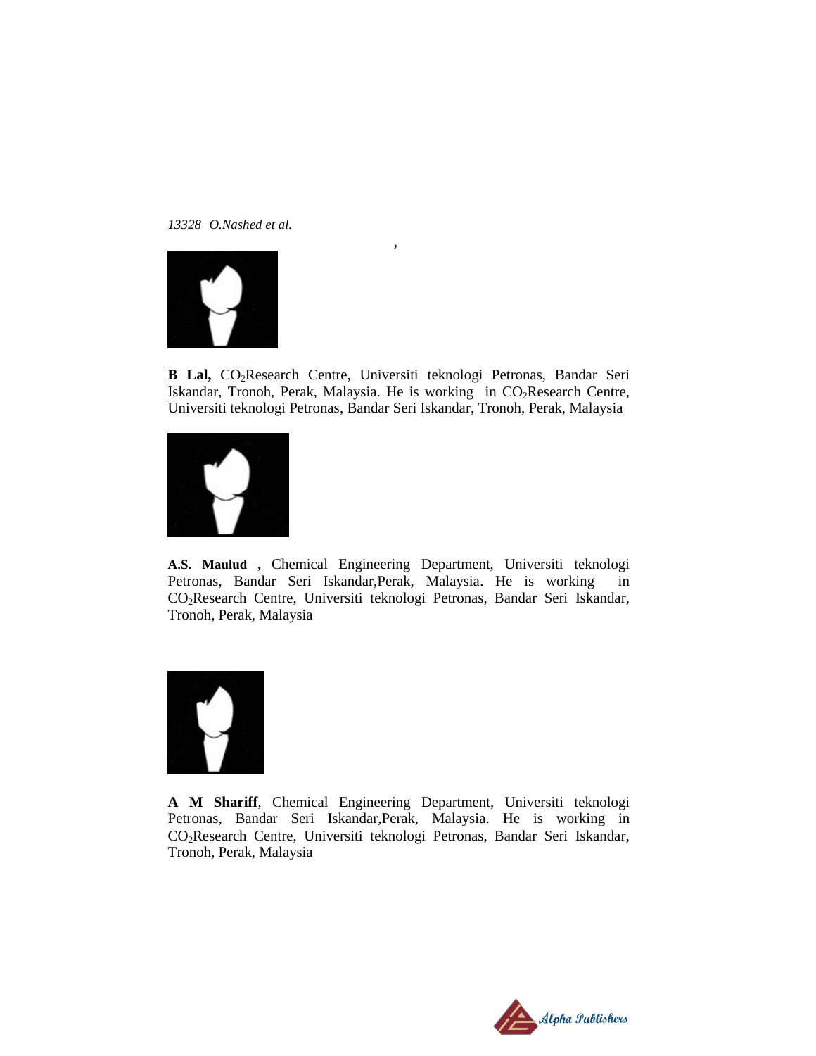**B Lal,** $CO_2$Research Centre, Universiti teknologi Petronas, Bandar Seri Iskandar, Tronoh, Perak, Malaysia. He is working in $CO_2$Research Centre, Universiti teknologi Petronas, Bandar Seri Iskandar, Tronoh, Perak, Malaysia

**A.S. Maulud ,** Chemical Engineering Department, Universiti teknologi Petronas, Bandar Seri Iskandar,Perak, Malaysia. He is working in $CO_2$Research Centre, Universiti teknologi Petronas, Bandar Seri Iskandar, Tronoh, Perak, Malaysia

**A M Shariff**, Chemical Engineering Department, Universiti teknologi Petronas, Bandar Seri Iskandar,Perak, Malaysia. He is working in $CO_2$Research Centre, Universiti teknologi Petronas, Bandar Seri Iskandar, Tronoh, Perak, Malaysia